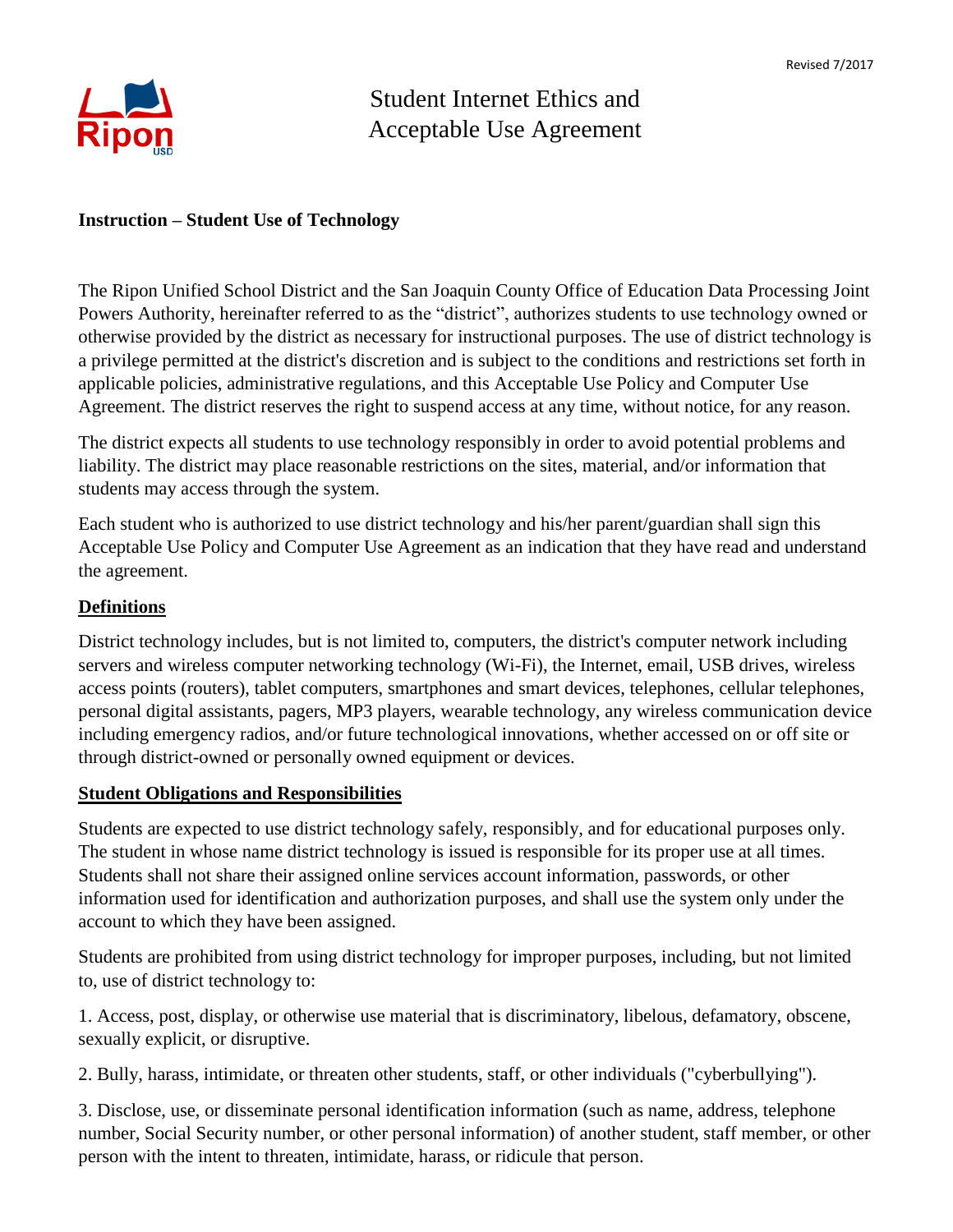# Student Internet Ethics and Acceptable Use Agreement

**Instruction – Student Use of Technology**

The Ripon Unified School District and the San Joaquin County Office of Education Data Processing Joint Powers Authority, hereinafter referred to as the "district", authorizes students to use technology owned or otherwise provided by the district as necessary for instructional purposes. The use of district technology is a privilege permitted at the district's discretion and is subject to the conditions and restrictions set forth in applicable policies, administrative regulations, and this Acceptable Use Policy and Computer Use Agreement. The district reserves the right to suspend access at any time, without notice, for any reason.

The district expects all students to use technology responsibly in order to avoid potential problems and liability. The district may place reasonable restrictions on the sites, material, and/or information that students may access through the system.

Each student who is authorized to use district technology and his/her parent/guardian shall sign this Acceptable Use Policy and Computer Use Agreement as an indication that they have read and understand the agreement.

## Definitions

District technology includes, but is not limited to, computers, the district's computer network including servers and wireless computer networking technology (Wi-Fi), the Internet, email, USB drives, wireless access points (routers), tablet computers, smartphones and smart devices, telephones, cellular telephones, personal digital assistants, pagers, MP3 players, wearable technology, any wireless communication device including emergency radios, and/or future technological innovations, whether accessed on or off site or through district-owned or personally owned equipment or devices.

## Student Obligations and Responsibilities

Students are expected to use district technology safely, responsibly, and for educational purposes only. The student in whose name district technology is issued is responsible for its proper use at all times. Students shall not share their assigned online services account information, passwords, or other information used for identification and authorization purposes, and shall use the system only under the account to which they have been assigned.

Students are prohibited from using district technology for improper purposes, including, but not limited to, use of district technology to:

1. Access, post, display, or otherwise use material that is discriminatory, libelous, defamatory, obscene, sexually explicit, or disruptive.

2. Bully, harass, intimidate, or threaten other students, staff, or other individuals ("cyberbullying").

3. Disclose, use, or disseminate personal identification information (such as name, address, telephone number, Social Security number, or other personal information) of another student, staff member, or other person with the intent to threaten, intimidate, harass, or ridicule that person.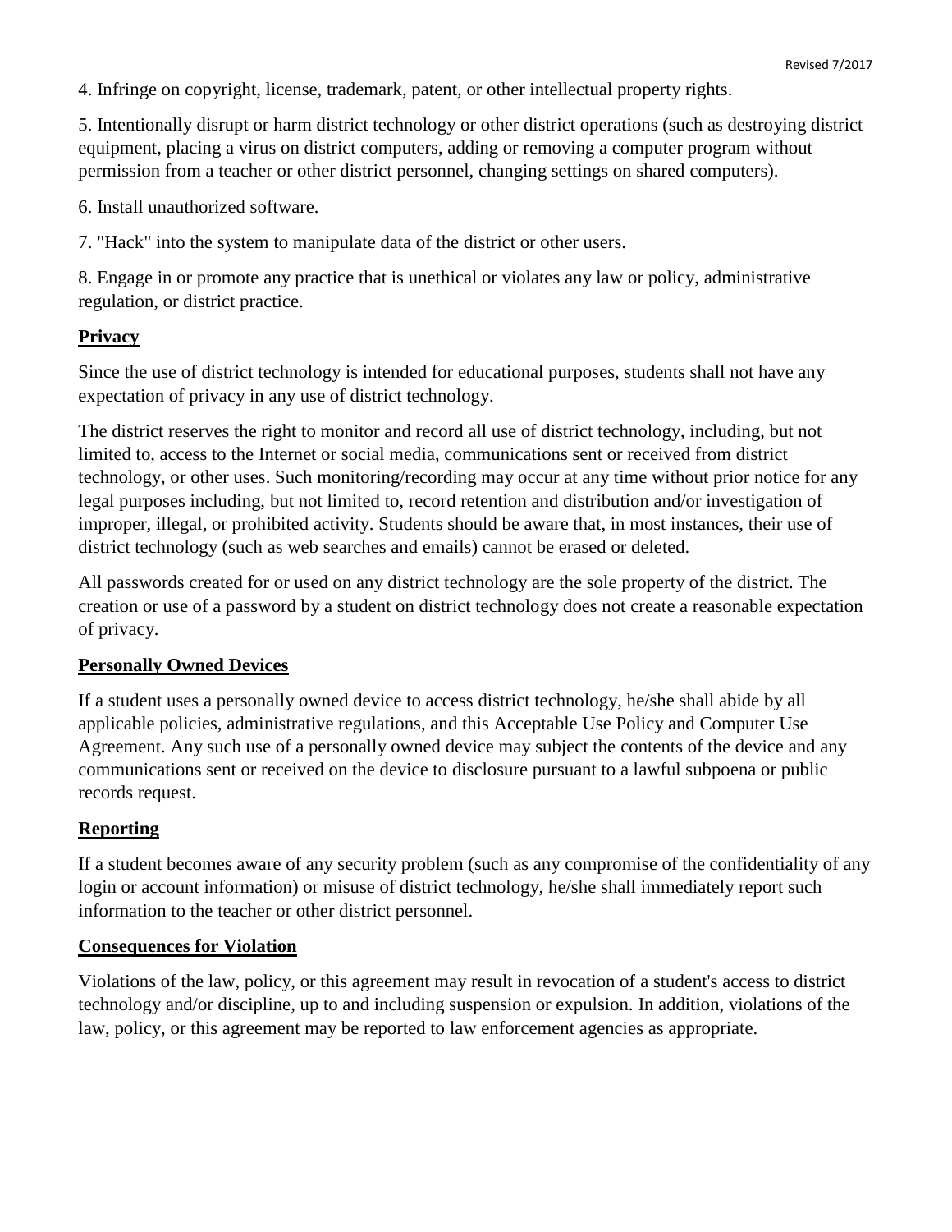4. Infringe on copyright, license, trademark, patent, or other intellectual property rights.

5. Intentionally disrupt or harm district technology or other district operations (such as destroying district equipment, placing a virus on district computers, adding or removing a computer program without permission from a teacher or other district personnel, changing settings on shared computers).

6. Install unauthorized software.

7. "Hack" into the system to manipulate data of the district or other users.

8. Engage in or promote any practice that is unethical or violates any law or policy, administrative regulation, or district practice.

## Privacy

Since the use of district technology is intended for educational purposes, students shall not have any expectation of privacy in any use of district technology.

The district reserves the right to monitor and record all use of district technology, including, but not limited to, access to the Internet or social media, communications sent or received from district technology, or other uses. Such monitoring/recording may occur at any time without prior notice for any legal purposes including, but not limited to, record retention and distribution and/or investigation of improper, illegal, or prohibited activity. Students should be aware that, in most instances, their use of district technology (such as web searches and emails) cannot be erased or deleted.

All passwords created for or used on any district technology are the sole property of the district. The creation or use of a password by a student on district technology does not create a reasonable expectation of privacy.

## Personally Owned Devices

If a student uses a personally owned device to access district technology, he/she shall abide by all applicable policies, administrative regulations, and this Acceptable Use Policy and Computer Use Agreement. Any such use of a personally owned device may subject the contents of the device and any communications sent or received on the device to disclosure pursuant to a lawful subpoena or public records request.

## Reporting

If a student becomes aware of any security problem (such as any compromise of the confidentiality of any login or account information) or misuse of district technology, he/she shall immediately report such information to the teacher or other district personnel.

## Consequences for Violation

Violations of the law, policy, or this agreement may result in revocation of a student's access to district technology and/or discipline, up to and including suspension or expulsion. In addition, violations of the law, policy, or this agreement may be reported to law enforcement agencies as appropriate.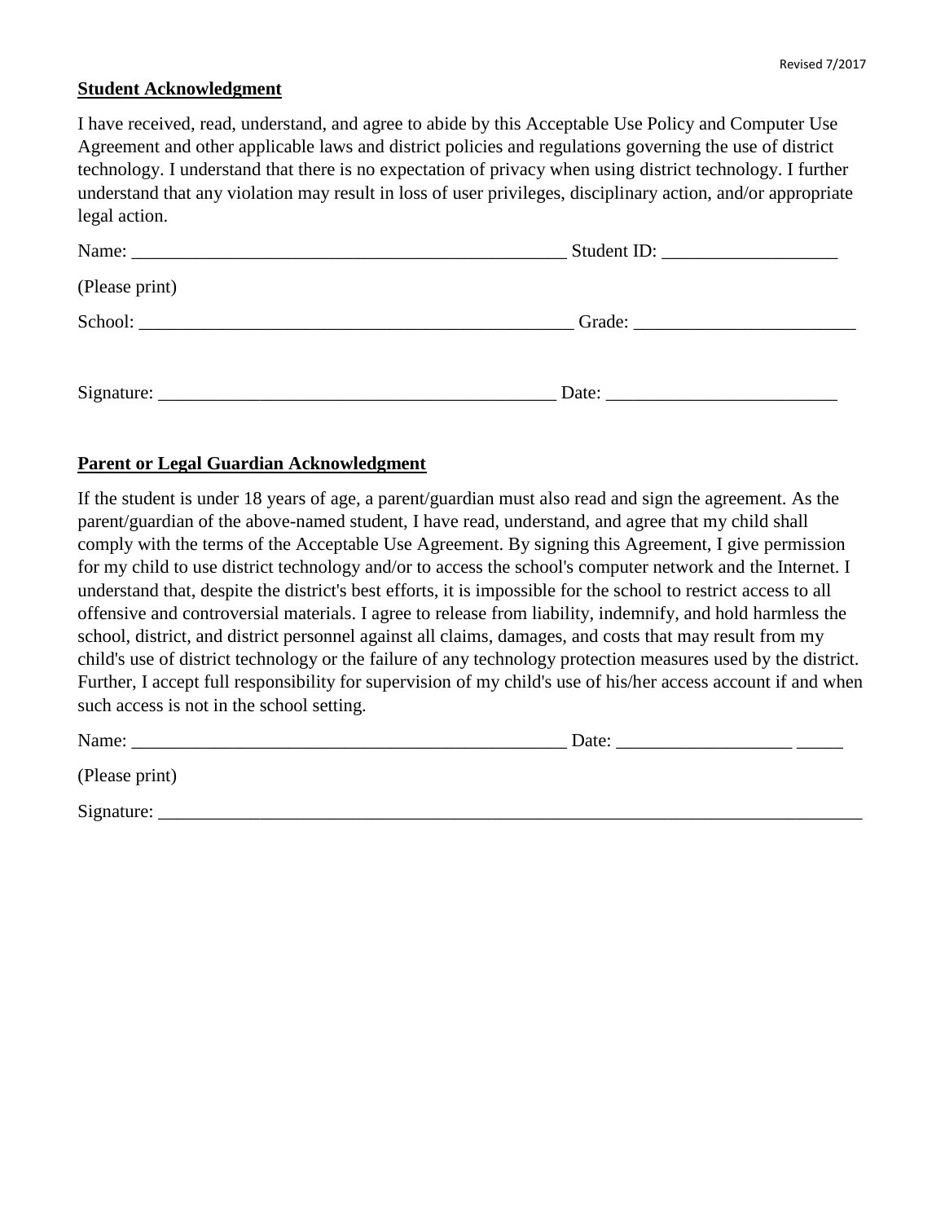**Student Acknowledgment**

I have received, read, understand, and agree to abide by this Acceptable Use Policy and Computer Use Agreement and other applicable laws and district policies and regulations governing the use of district technology. I understand that there is no expectation of privacy when using district technology. I further understand that any violation may result in loss of user privileges, disciplinary action, and/or appropriate legal action.

Name: ________________________________________________ Student ID: ___________________

(Please print)

School: ________________________________________________ Grade: ________________________

Signature: ____________________________________________ Date: _________________________

**Parent or Legal Guardian Acknowledgment**

If the student is under 18 years of age, a parent/guardian must also read and sign the agreement. As the parent/guardian of the above-named student, I have read, understand, and agree that my child shall comply with the terms of the Acceptable Use Agreement. By signing this Agreement, I give permission for my child to use district technology and/or to access the school's computer network and the Internet. I understand that, despite the district's best efforts, it is impossible for the school to restrict access to all offensive and controversial materials. I agree to release from liability, indemnify, and hold harmless the school, district, and district personnel against all claims, damages, and costs that may result from my child's use of district technology or the failure of any technology protection measures used by the district. Further, I accept full responsibility for supervision of my child's use of his/her access account if and when such access is not in the school setting.

Name: ________________________________________________ Date: ___________________ _____

(Please print)

Signature: ______________________________________________________________________________